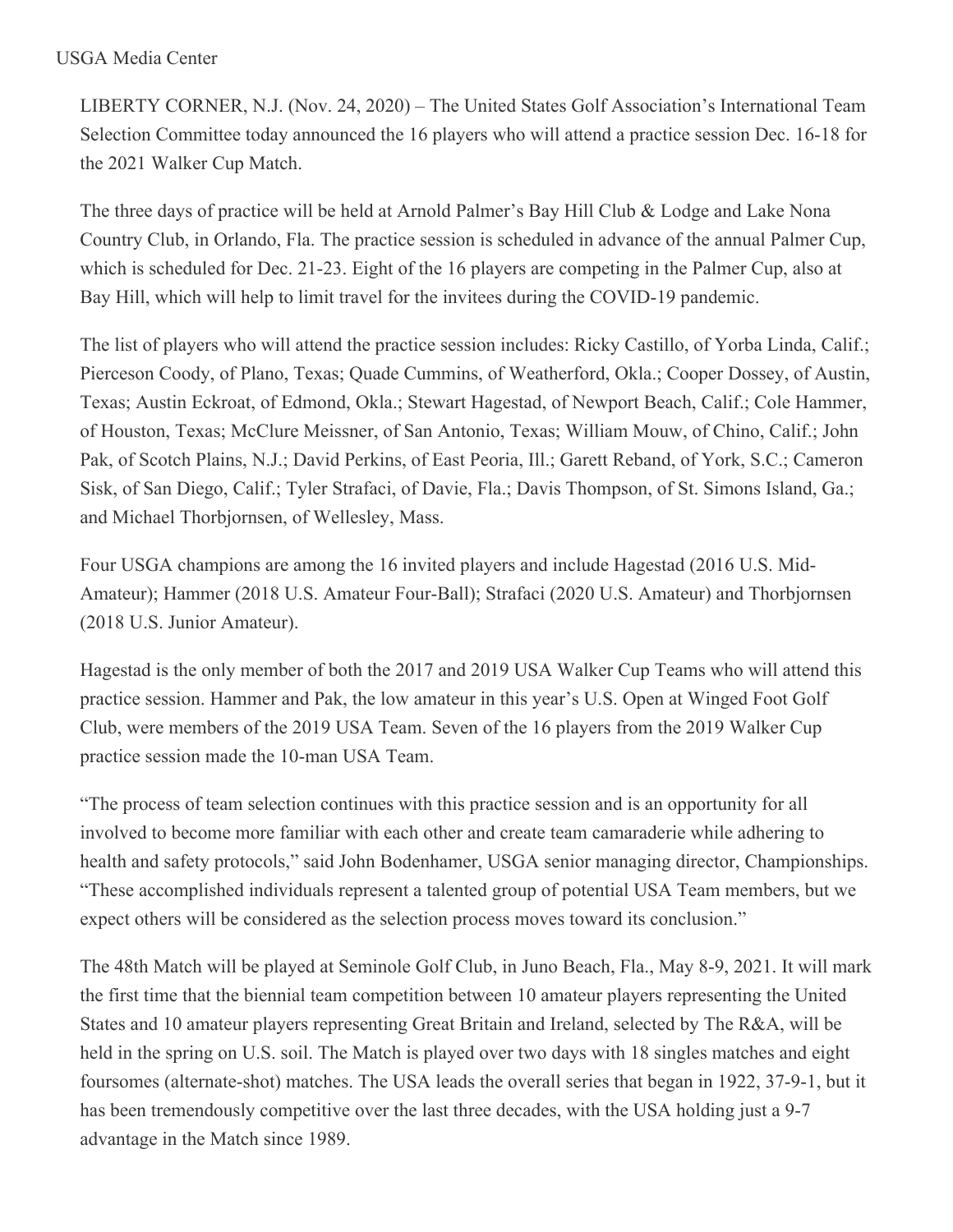USGA Media Center

LIBERTY CORNER, N.J. (Nov. 24, 2020) – The United States Golf Association's International Team Selection Committee today announced the 16 players who will attend a practice session Dec. 16-18 for the 2021 Walker Cup Match.

The three days of practice will be held at Arnold Palmer's Bay Hill Club & Lodge and Lake Nona Country Club, in Orlando, Fla. The practice session is scheduled in advance of the annual Palmer Cup, which is scheduled for Dec. 21-23. Eight of the 16 players are competing in the Palmer Cup, also at Bay Hill, which will help to limit travel for the invitees during the COVID-19 pandemic.

The list of players who will attend the practice session includes: Ricky Castillo, of Yorba Linda, Calif.; Pierceson Coody, of Plano, Texas; Quade Cummins, of Weatherford, Okla.; Cooper Dossey, of Austin, Texas; Austin Eckroat, of Edmond, Okla.; Stewart Hagestad, of Newport Beach, Calif.; Cole Hammer, of Houston, Texas; McClure Meissner, of San Antonio, Texas; William Mouw, of Chino, Calif.; John Pak, of Scotch Plains, N.J.; David Perkins, of East Peoria, Ill.; Garett Reband, of York, S.C.; Cameron Sisk, of San Diego, Calif.; Tyler Strafaci, of Davie, Fla.; Davis Thompson, of St. Simons Island, Ga.; and Michael Thorbjornsen, of Wellesley, Mass.

Four USGA champions are among the 16 invited players and include Hagestad (2016 U.S. Mid-Amateur); Hammer (2018 U.S. Amateur Four-Ball); Strafaci (2020 U.S. Amateur) and Thorbjornsen (2018 U.S. Junior Amateur).

Hagestad is the only member of both the 2017 and 2019 USA Walker Cup Teams who will attend this practice session. Hammer and Pak, the low amateur in this year's U.S. Open at Winged Foot Golf Club, were members of the 2019 USA Team. Seven of the 16 players from the 2019 Walker Cup practice session made the 10-man USA Team.

"The process of team selection continues with this practice session and is an opportunity for all involved to become more familiar with each other and create team camaraderie while adhering to health and safety protocols," said John Bodenhamer, USGA senior managing director, Championships. "These accomplished individuals represent a talented group of potential USA Team members, but we expect others will be considered as the selection process moves toward its conclusion."

The 48th Match will be played at Seminole Golf Club, in Juno Beach, Fla., May 8-9, 2021. It will mark the first time that the biennial team competition between 10 amateur players representing the United States and 10 amateur players representing Great Britain and Ireland, selected by The R&A, will be held in the spring on U.S. soil. The Match is played over two days with 18 singles matches and eight foursomes (alternate-shot) matches. The USA leads the overall series that began in 1922, 37-9-1, but it has been tremendously competitive over the last three decades, with the USA holding just a 9-7 advantage in the Match since 1989.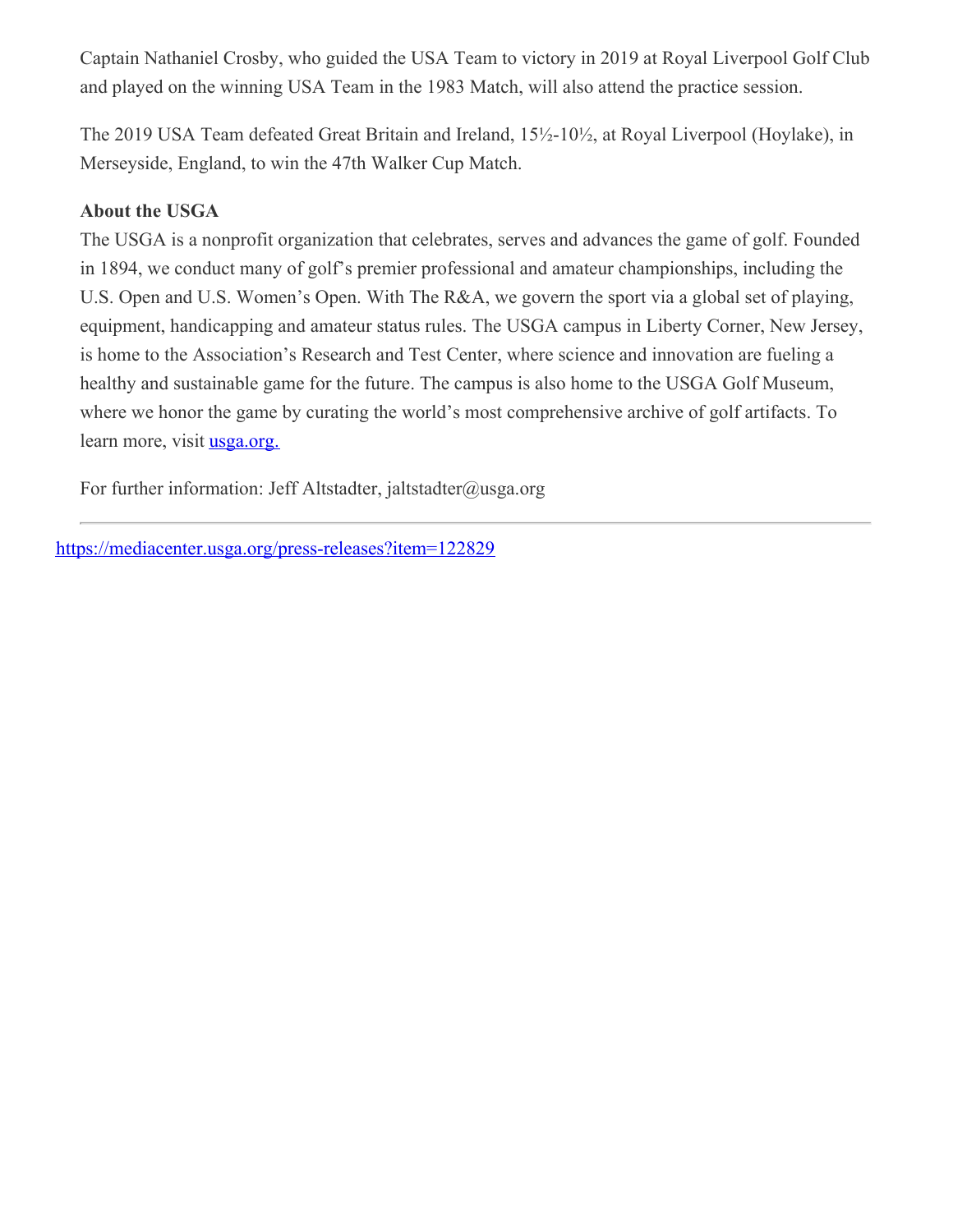Captain Nathaniel Crosby, who guided the USA Team to victory in 2019 at Royal Liverpool Golf Club and played on the winning USA Team in the 1983 Match, will also attend the practice session.

The 2019 USA Team defeated Great Britain and Ireland, 15½-10½, at Royal Liverpool (Hoylake), in Merseyside, England, to win the 47th Walker Cup Match.

**About the USGA**
The USGA is a nonprofit organization that celebrates, serves and advances the game of golf. Founded in 1894, we conduct many of golf's premier professional and amateur championships, including the U.S. Open and U.S. Women's Open. With The R&A, we govern the sport via a global set of playing, equipment, handicapping and amateur status rules. The USGA campus in Liberty Corner, New Jersey, is home to the Association's Research and Test Center, where science and innovation are fueling a healthy and sustainable game for the future. The campus is also home to the USGA Golf Museum, where we honor the game by curating the world's most comprehensive archive of golf artifacts. To learn more, visit [usga.org.](https://usga.org)

For further information: Jeff Altstadter, jaltstadter@usga.org

---

https://mediacenter.usga.org/press-releases?item=122829